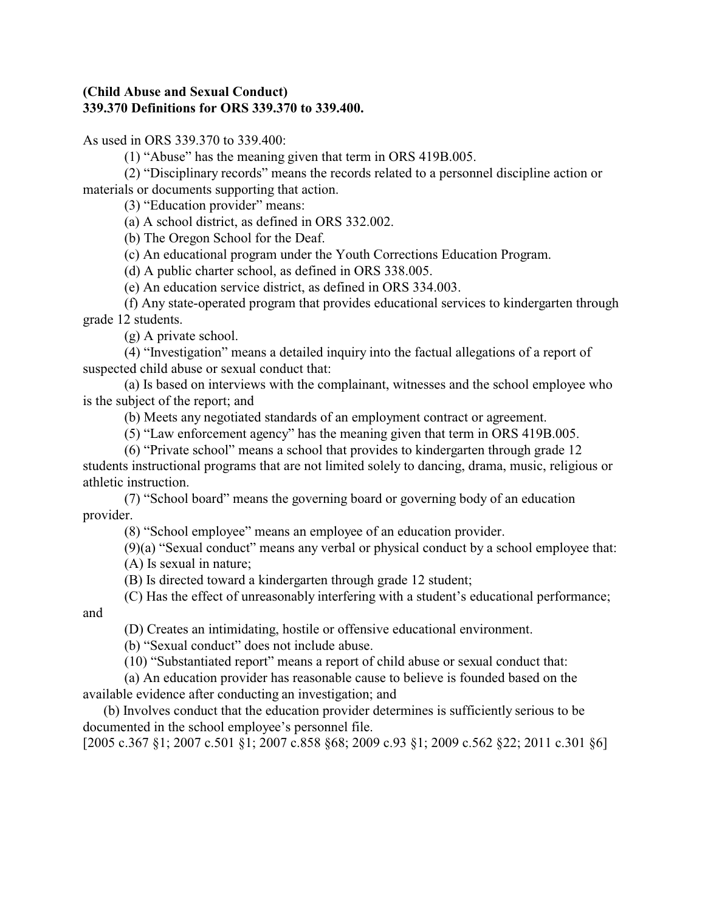**(Child Abuse and Sexual Conduct)**
**339.370 Definitions for ORS 339.370 to 339.400.**

As used in ORS 339.370 to 339.400:

(1) "Abuse" has the meaning given that term in ORS 419B.005.

(2) "Disciplinary records" means the records related to a personnel discipline action or materials or documents supporting that action.

(3) "Education provider" means:

(a) A school district, as defined in ORS 332.002.

(b) The Oregon School for the Deaf.

(c) An educational program under the Youth Corrections Education Program.

(d) A public charter school, as defined in ORS 338.005.

(e) An education service district, as defined in ORS 334.003.

(f) Any state-operated program that provides educational services to kindergarten through grade 12 students.

(g) A private school.

(4) "Investigation" means a detailed inquiry into the factual allegations of a report of suspected child abuse or sexual conduct that:

(a) Is based on interviews with the complainant, witnesses and the school employee who is the subject of the report; and

(b) Meets any negotiated standards of an employment contract or agreement.

(5) "Law enforcement agency" has the meaning given that term in ORS 419B.005.

(6) "Private school" means a school that provides to kindergarten through grade 12 students instructional programs that are not limited solely to dancing, drama, music, religious or athletic instruction.

(7) "School board" means the governing board or governing body of an education provider.

(8) "School employee" means an employee of an education provider.

(9)(a) "Sexual conduct" means any verbal or physical conduct by a school employee that:

(A) Is sexual in nature;

(B) Is directed toward a kindergarten through grade 12 student;

(C) Has the effect of unreasonably interfering with a student's educational performance; and

(D) Creates an intimidating, hostile or offensive educational environment.

(b) "Sexual conduct" does not include abuse.

(10) "Substantiated report" means a report of child abuse or sexual conduct that:

(a) An education provider has reasonable cause to believe is founded based on the available evidence after conducting an investigation; and

(b) Involves conduct that the education provider determines is sufficiently serious to be documented in the school employee's personnel file.

[2005 c.367 §1; 2007 c.501 §1; 2007 c.858 §68; 2009 c.93 §1; 2009 c.562 §22; 2011 c.301 §6]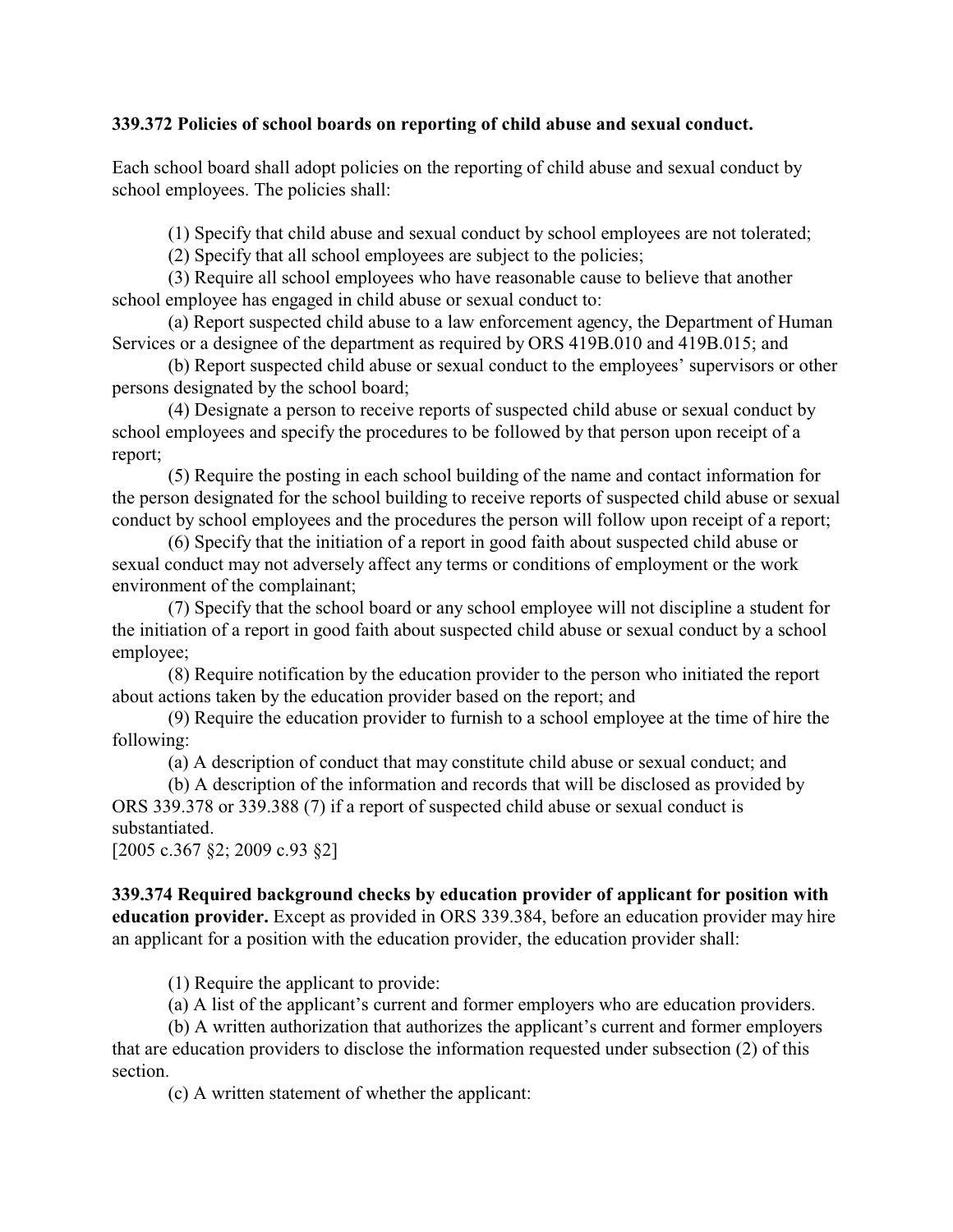**339.372 Policies of school boards on reporting of child abuse and sexual conduct.**

Each school board shall adopt policies on the reporting of child abuse and sexual conduct by school employees. The policies shall:

(1) Specify that child abuse and sexual conduct by school employees are not tolerated;

(2) Specify that all school employees are subject to the policies;

(3) Require all school employees who have reasonable cause to believe that another school employee has engaged in child abuse or sexual conduct to:

(a) Report suspected child abuse to a law enforcement agency, the Department of Human Services or a designee of the department as required by ORS 419B.010 and 419B.015; and

(b) Report suspected child abuse or sexual conduct to the employees' supervisors or other persons designated by the school board;

(4) Designate a person to receive reports of suspected child abuse or sexual conduct by school employees and specify the procedures to be followed by that person upon receipt of a report;

(5) Require the posting in each school building of the name and contact information for the person designated for the school building to receive reports of suspected child abuse or sexual conduct by school employees and the procedures the person will follow upon receipt of a report;

(6) Specify that the initiation of a report in good faith about suspected child abuse or sexual conduct may not adversely affect any terms or conditions of employment or the work environment of the complainant;

(7) Specify that the school board or any school employee will not discipline a student for the initiation of a report in good faith about suspected child abuse or sexual conduct by a school employee;

(8) Require notification by the education provider to the person who initiated the report about actions taken by the education provider based on the report; and

(9) Require the education provider to furnish to a school employee at the time of hire the following:

(a) A description of conduct that may constitute child abuse or sexual conduct; and

(b) A description of the information and records that will be disclosed as provided by ORS 339.378 or 339.388 (7) if a report of suspected child abuse or sexual conduct is substantiated.

[2005 c.367 §2; 2009 c.93 §2]

**339.374 Required background checks by education provider of applicant for position with education provider.** Except as provided in ORS 339.384, before an education provider may hire an applicant for a position with the education provider, the education provider shall:

(1) Require the applicant to provide:

(a) A list of the applicant's current and former employers who are education providers.

(b) A written authorization that authorizes the applicant's current and former employers that are education providers to disclose the information requested under subsection (2) of this section.

(c) A written statement of whether the applicant: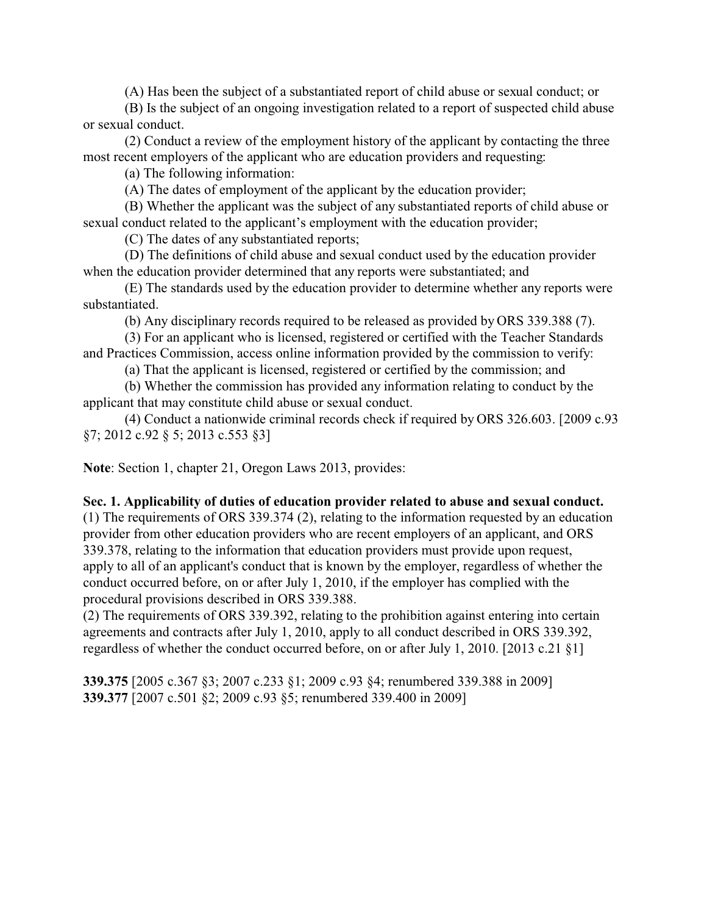(A) Has been the subject of a substantiated report of child abuse or sexual conduct; or

(B) Is the subject of an ongoing investigation related to a report of suspected child abuse or sexual conduct.

(2) Conduct a review of the employment history of the applicant by contacting the three most recent employers of the applicant who are education providers and requesting:

(a) The following information:

(A) The dates of employment of the applicant by the education provider;

(B) Whether the applicant was the subject of any substantiated reports of child abuse or sexual conduct related to the applicant's employment with the education provider;

(C) The dates of any substantiated reports;

(D) The definitions of child abuse and sexual conduct used by the education provider when the education provider determined that any reports were substantiated; and

(E) The standards used by the education provider to determine whether any reports were substantiated.

(b) Any disciplinary records required to be released as provided by ORS 339.388 (7).

(3) For an applicant who is licensed, registered or certified with the Teacher Standards and Practices Commission, access online information provided by the commission to verify:

(a) That the applicant is licensed, registered or certified by the commission; and

(b) Whether the commission has provided any information relating to conduct by the applicant that may constitute child abuse or sexual conduct.

(4) Conduct a nationwide criminal records check if required by ORS 326.603. [2009 c.93 §7; 2012 c.92 § 5; 2013 c.553 §3]

**Note**: Section 1, chapter 21, Oregon Laws 2013, provides:

**Sec. 1. Applicability of duties of education provider related to abuse and sexual conduct.** (1) The requirements of ORS 339.374 (2), relating to the information requested by an education provider from other education providers who are recent employers of an applicant, and ORS 339.378, relating to the information that education providers must provide upon request, apply to all of an applicant's conduct that is known by the employer, regardless of whether the conduct occurred before, on or after July 1, 2010, if the employer has complied with the procedural provisions described in ORS 339.388.

(2) The requirements of ORS 339.392, relating to the prohibition against entering into certain agreements and contracts after July 1, 2010, apply to all conduct described in ORS 339.392, regardless of whether the conduct occurred before, on or after July 1, 2010. [2013 c.21 §1]

**339.375** [2005 c.367 §3; 2007 c.233 §1; 2009 c.93 §4; renumbered 339.388 in 2009]

**339.377** [2007 c.501 §2; 2009 c.93 §5; renumbered 339.400 in 2009]